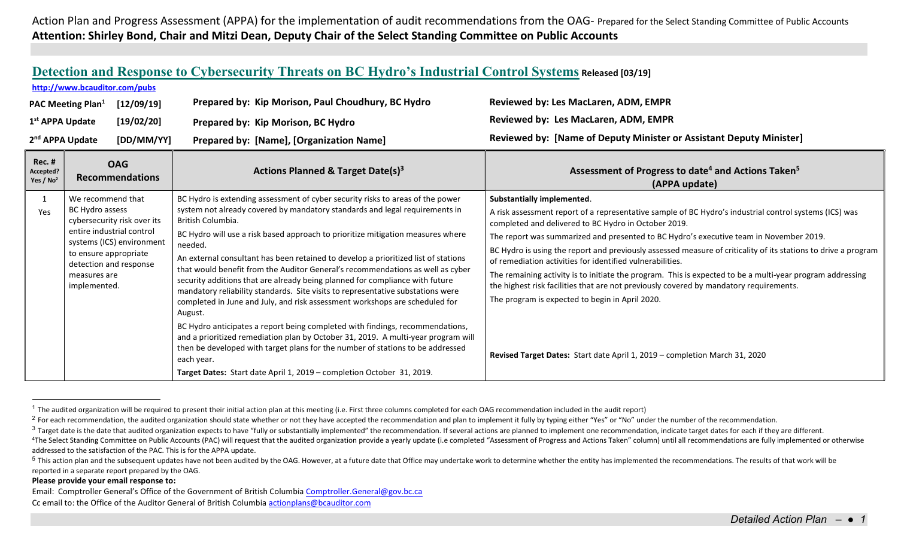Action Plan and Progress Assessment (APPA) for the implementation of audit recommendations from the OAG- Prepared for the Select Standing Committee of Public Accounts

**Attention: Shirley Bond, Chair and Mitzi Dean, Deputy Chair of the Select Standing Committee on Public Accounts**

## [Detection and Response to Cybersecurity Threats on BC Hydro's Industrial Control Systems](http://www.bcauditor.com/pubs) Released [03/19]

[http://www.bcauditor.com/pubs](http://www.bcauditor.com/pubs)

| | | | |
|---|---|---|---|
| **PAC Meeting Plan[1]** | **[12/09/19]** | **Prepared by: Kip Morison, Paul Choudhury, BC Hydro** | **Reviewed by: Les MacLaren, ADM, EMPR** |
| **1st APPA Update** | **[19/02/20]** | **Prepared by: Kip Morison, BC Hydro** | **Reviewed by: Les MacLaren, ADM, EMPR** |
| **2nd APPA Update** | **[DD/MM/YY]** | **Prepared by: [Name], [Organization Name]** | **Reviewed by: [Name of Deputy Minister or Assistant Deputy Minister]** |

| Rec. # Accepted? Yes / No[2] | OAG Recommendations | Actions Planned & Target Date(s)[3] | Assessment of Progress to date[4] and Actions Taken[5] (APPA update) |
|---|---|---|---|
| 1<br>Yes | We recommend that BC Hydro assess cybersecurity risk over its entire industrial control systems (ICS) environment to ensure appropriate detection and response measures are implemented. | BC Hydro is extending assessment of cyber security risks to areas of the power system not already covered by mandatory standards and legal requirements in British Columbia.<br><br>BC Hydro will use a risk based approach to prioritize mitigation measures where needed.<br><br>An external consultant has been retained to develop a prioritized list of stations that would benefit from the Auditor General's recommendations as well as cyber security additions that are already being planned for compliance with future mandatory reliability standards. Site visits to representative substations were completed in June and July, and risk assessment workshops are scheduled for August.<br><br>BC Hydro anticipates a report being completed with findings, recommendations, and a prioritized remediation plan by October 31, 2019. A multi-year program will then be developed with target plans for the number of stations to be addressed each year.<br><br>**Target Dates:** Start date April 1, 2019 – completion October 31, 2019. | **Substantially implemented**.<br><br>A risk assessment report of a representative sample of BC Hydro's industrial control systems (ICS) was completed and delivered to BC Hydro in October 2019.<br><br>The report was summarized and presented to BC Hydro's executive team in November 2019.<br><br>BC Hydro is using the report and previously assessed measure of criticality of its stations to drive a program of remediation activities for identified vulnerabilities.<br><br>The remaining activity is to initiate the program. This is expected to be a multi-year program addressing the highest risk facilities that are not previously covered by mandatory requirements.<br><br>The program is expected to begin in April 2020.<br><br>**Revised Target Dates:** Start date April 1, 2019 – completion March 31, 2020 |

[1] The audited organization will be required to present their initial action plan at this meeting (i.e. First three columns completed for each OAG recommendation included in the audit report)

[2] For each recommendation, the audited organization should state whether or not they have accepted the recommendation and plan to implement it fully by typing either "Yes" or "No" under the number of the recommendation.

[3] Target date is the date that audited organization expects to have "fully or substantially implemented" the recommendation. If several actions are planned to implement one recommendation, indicate target dates for each if they are different.

[4] The Select Standing Committee on Public Accounts (PAC) will request that the audited organization provide a yearly update (i.e completed "Assessment of Progress and Actions Taken" column) until all recommendations are fully implemented or otherwise addressed to the satisfaction of the PAC. This is for the APPA update.

[5] This action plan and the subsequent updates have not been audited by the OAG. However, at a future date that Office may undertake work to determine whether the entity has implemented the recommendations. The results of that work will be reported in a separate report prepared by the OAG.

**Please provide your email response to:**

Email: Comptroller General's Office of the Government of British Columbia Comptroller.General@gov.bc.ca

Cc email to: the Office of the Auditor General of British Columbia actionplans@bcauditor.com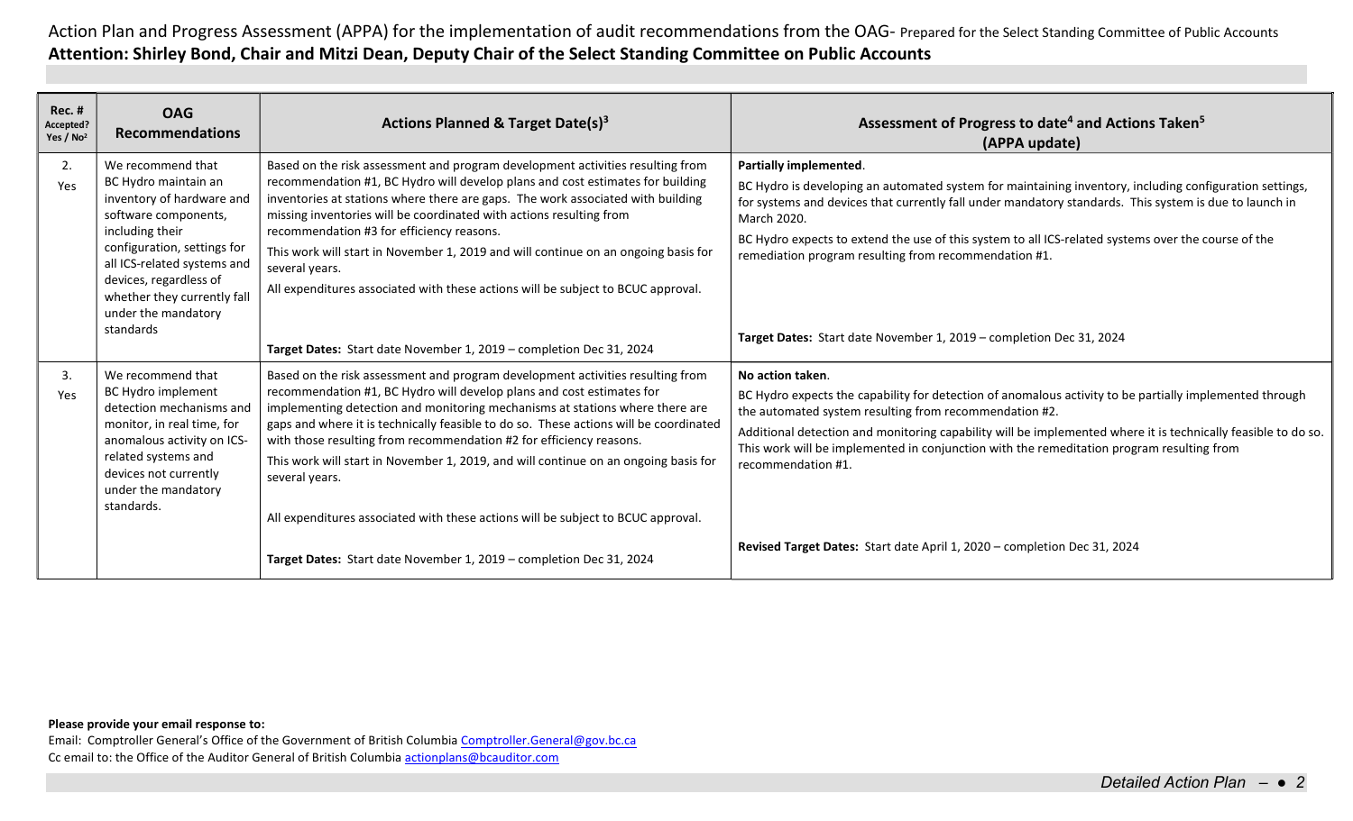Action Plan and Progress Assessment (APPA) for the implementation of audit recommendations from the OAG- Prepared for the Select Standing Committee of Public Accounts

**Attention: Shirley Bond, Chair and Mitzi Dean, Deputy Chair of the Select Standing Committee on Public Accounts**

| Rec. # Accepted? Yes / No[2] | OAG Recommendations | Actions Planned & Target Date(s)[3] | Assessment of Progress to date[4] and Actions Taken[5] (APPA update) |
|---|---|---|---|
| 2. Yes | We recommend that BC Hydro maintain an inventory of hardware and software components, including their configuration, settings for all ICS-related systems and devices, regardless of whether they currently fall under the mandatory standards | Based on the risk assessment and program development activities resulting from recommendation #1, BC Hydro will develop plans and cost estimates for building inventories at stations where there are gaps. The work associated with building missing inventories will be coordinated with actions resulting from recommendation #3 for efficiency reasons.<br><br>This work will start in November 1, 2019 and will continue on an ongoing basis for several years.<br><br>All expenditures associated with these actions will be subject to BCUC approval.<br><br>**Target Dates:** Start date November 1, 2019 – completion Dec 31, 2024 | **Partially implemented**.<br><br>BC Hydro is developing an automated system for maintaining inventory, including configuration settings, for systems and devices that currently fall under mandatory standards. This system is due to launch in March 2020.<br><br>BC Hydro expects to extend the use of this system to all ICS-related systems over the course of the remediation program resulting from recommendation #1.<br><br>**Target Dates:** Start date November 1, 2019 – completion Dec 31, 2024 |
| 3. Yes | We recommend that BC Hydro implement detection mechanisms and monitor, in real time, for anomalous activity on ICS-related systems and devices not currently under the mandatory standards. | Based on the risk assessment and program development activities resulting from recommendation #1, BC Hydro will develop plans and cost estimates for implementing detection and monitoring mechanisms at stations where there are gaps and where it is technically feasible to do so. These actions will be coordinated with those resulting from recommendation #2 for efficiency reasons.<br><br>This work will start in November 1, 2019, and will continue on an ongoing basis for several years.<br><br>All expenditures associated with these actions will be subject to BCUC approval.<br><br>**Target Dates:** Start date November 1, 2019 – completion Dec 31, 2024 | **No action taken**.<br><br>BC Hydro expects the capability for detection of anomalous activity to be partially implemented through the automated system resulting from recommendation #2.<br><br>Additional detection and monitoring capability will be implemented where it is technically feasible to do so. This work will be implemented in conjunction with the remeditation program resulting from recommendation #1.<br><br>**Revised Target Dates:** Start date April 1, 2020 – completion Dec 31, 2024 |

**Please provide your email response to:**

Email: Comptroller General's Office of the Government of British Columbia Comptroller.General@gov.bc.ca
Cc email to: the Office of the Auditor General of British Columbia actionplans@bcauditor.com